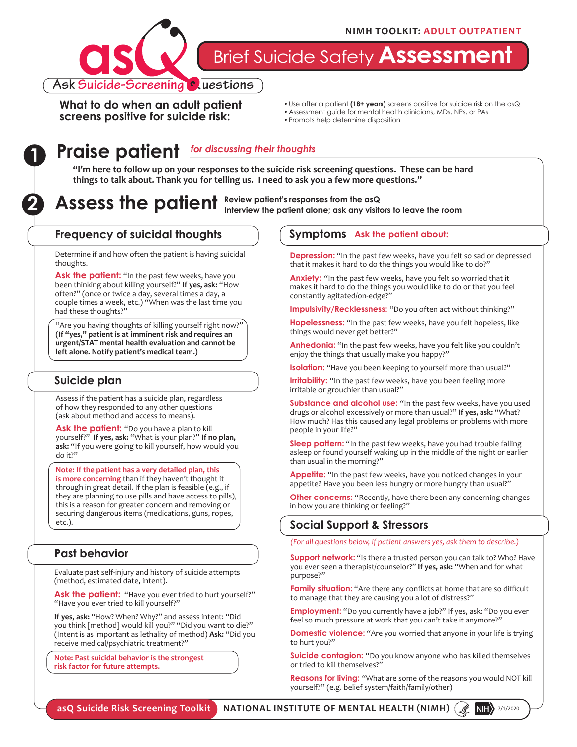NIMH TOOLKIT: ADULT OUTPATIENT

# asQ Ask Suicide-Screening Questions

# Brief Suicide Safety **Assessment**

**What to do when an adult patient screens positive for suicide risk:**

- Use after a patient **(18+ years)** screens positive for suicide risk on the asQ
- Assessment guide for mental health clinicians, MDs, NPs, or PAs
- Prompts help determine disposition

## 1 Praise patient *for discussing their thoughts*

**"I'm here to follow up on your responses to the suicide risk screening questions. These can be hard things to talk about. Thank you for telling us. I need to ask you a few more questions."**

## 2 Assess the patient

**Review patient's responses from the asQ**
**Interview the patient alone; ask any visitors to leave the room**

### Frequency of suicidal thoughts

Determine if and how often the patient is having suicidal thoughts.

**Ask the patient:** "In the past few weeks, have you been thinking about killing yourself?" **If yes, ask:** "How often?" (once or twice a day, several times a day, a couple times a week, etc.) "When was the last time you had these thoughts?"

"Are you having thoughts of killing yourself right now?" **(If "yes," patient is at imminent risk and requires an urgent/STAT mental health evaluation and cannot be left alone. Notify patient's medical team.)**

### Suicide plan

Assess if the patient has a suicide plan, regardless of how they responded to any other questions (ask about method and access to means).

**Ask the patient:** "Do you have a plan to kill yourself?" **If yes, ask:** "What is your plan?" **If no plan, ask:** "If you were going to kill yourself, how would you do it?"

**Note: If the patient has a very detailed plan, this is more concerning** than if they haven't thought it through in great detail. If the plan is feasible (e.g., if they are planning to use pills and have access to pills), this is a reason for greater concern and removing or securing dangerous items (medications, guns, ropes, etc.).

### Past behavior

Evaluate past self-injury and history of suicide attempts (method, estimated date, intent).

**Ask the patient:** "Have you ever tried to hurt yourself?" "Have you ever tried to kill yourself?"

**If yes, ask:** "How? When? Why?" and assess intent: "Did you think [method] would kill you?" "Did you want to die?" (Intent is as important as lethality of method) **Ask:** "Did you receive medical/psychiatric treatment?"

**Note: Past suicidal behavior is the strongest risk factor for future attempts.**

### Symptoms Ask the patient about:

**Depression:** "In the past few weeks, have you felt so sad or depressed that it makes it hard to do the things you would like to do?"

**Anxiety:** "In the past few weeks, have you felt so worried that it makes it hard to do the things you would like to do or that you feel constantly agitated/on-edge?"

**Impulsivity/Recklessness:** "Do you often act without thinking?"

**Hopelessness:** "In the past few weeks, have you felt hopeless, like things would never get better?"

**Anhedonia:** "In the past few weeks, have you felt like you couldn't enjoy the things that usually make you happy?"

**Isolation:** "Have you been keeping to yourself more than usual?"

**Irritability:** "In the past few weeks, have you been feeling more irritable or grouchier than usual?"

**Substance and alcohol use:** "In the past few weeks, have you used drugs or alcohol excessively or more than usual?" **If yes, ask:** "What? How much? Has this caused any legal problems or problems with more people in your life?"

**Sleep pattern:** "In the past few weeks, have you had trouble falling asleep or found yourself waking up in the middle of the night or earlier than usual in the morning?"

**Appetite:** "In the past few weeks, have you noticed changes in your appetite? Have you been less hungry or more hungry than usual?"

**Other concerns:** "Recently, have there been any concerning changes in how you are thinking or feeling?"

### Social Support & Stressors

*(For all questions below, if patient answers yes, ask them to describe.)*

**Support network:** "Is there a trusted person you can talk to? Who? Have you ever seen a therapist/counselor?" **If yes, ask:** "When and for what purpose?"

**Family situation:** "Are there any conflicts at home that are so difficult to manage that they are causing you a lot of distress?"

**Employment:** "Do you currently have a job?" If yes, ask: "Do you ever feel so much pressure at work that you can't take it anymore?"

**Domestic violence:** "Are you worried that anyone in your life is trying to hurt you?"

**Suicide contagion:** "Do you know anyone who has killed themselves or tried to kill themselves?"

**Reasons for living:** "What are some of the reasons you would NOT kill yourself?" (e.g. belief system/faith/family/other)

asQ Suicide Risk Screening Toolkit — NATIONAL INSTITUTE OF MENTAL HEALTH (NIMH) — NIH — 7/1/2020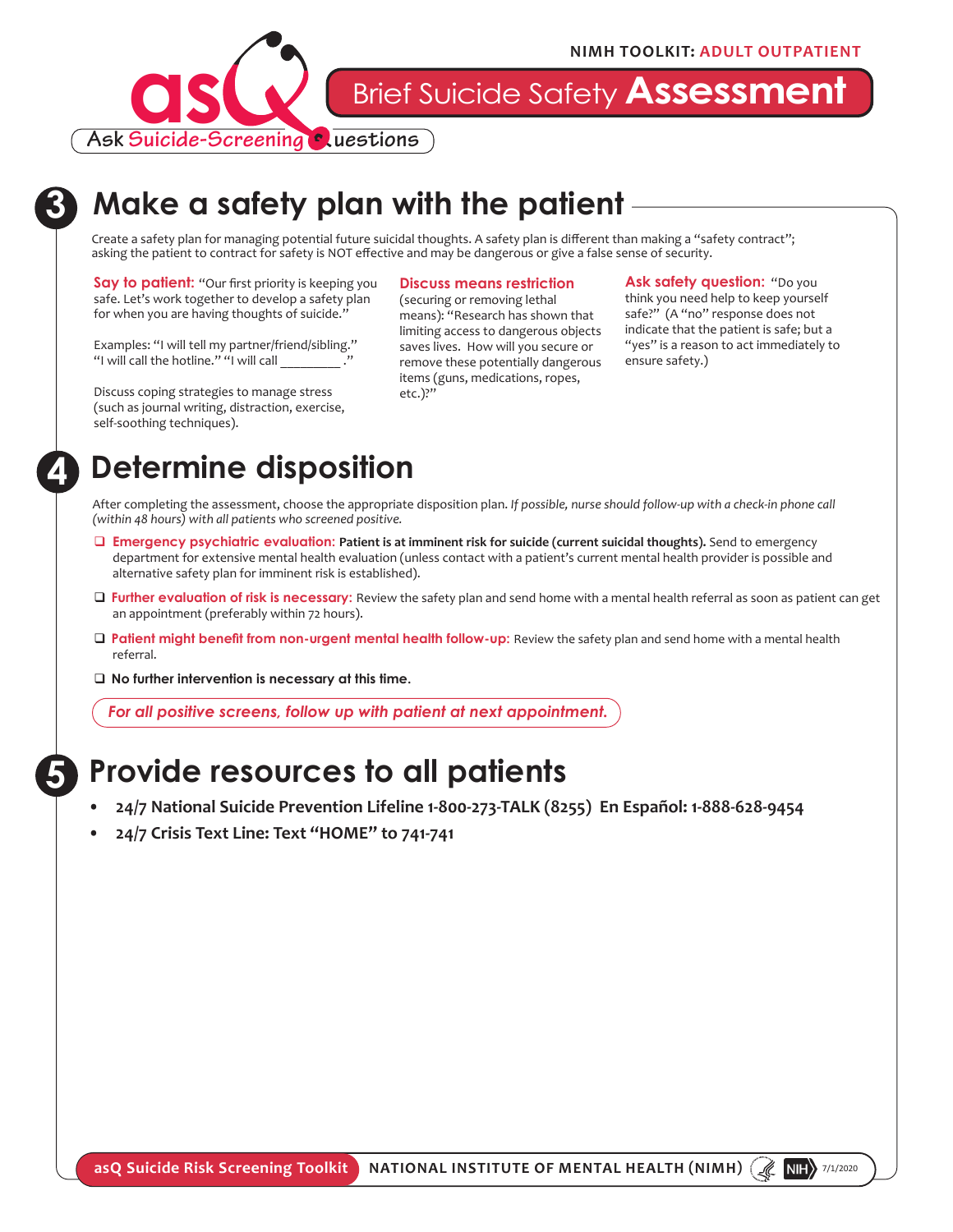NIMH TOOLKIT: ADULT OUTPATIENT

# Brief Suicide Safety **Assessment**

## 3 Make a safety plan with the patient

Create a safety plan for managing potential future suicidal thoughts. A safety plan is different than making a "safety contract"; asking the patient to contract for safety is NOT effective and may be dangerous or give a false sense of security.

**Say to patient:** "Our first priority is keeping you safe. Let's work together to develop a safety plan for when you are having thoughts of suicide."

Examples: "I will tell my partner/friend/sibling." "I will call the hotline." "I will call _________ ."

Discuss coping strategies to manage stress (such as journal writing, distraction, exercise, self-soothing techniques).

**Discuss means restriction** (securing or removing lethal means): "Research has shown that limiting access to dangerous objects saves lives. How will you secure or remove these potentially dangerous items (guns, medications, ropes, etc.)?"

**Ask safety question:** "Do you think you need help to keep yourself safe?" (A "no" response does not indicate that the patient is safe; but a "yes" is a reason to act immediately to ensure safety.)

## 4 Determine disposition

After completing the assessment, choose the appropriate disposition plan. *If possible, nurse should follow-up with a check-in phone call (within 48 hours) with all patients who screened positive.*

- ❑ **Emergency psychiatric evaluation:** **Patient is at imminent risk for suicide (current suicidal thoughts).** Send to emergency department for extensive mental health evaluation (unless contact with a patient's current mental health provider is possible and alternative safety plan for imminent risk is established).
- ❑ **Further evaluation of risk is necessary:** Review the safety plan and send home with a mental health referral as soon as patient can get an appointment (preferably within 72 hours).
- ❑ **Patient might benefit from non-urgent mental health follow-up:** Review the safety plan and send home with a mental health referral.
- ❑ **No further intervention is necessary at this time.**

***For all positive screens, follow up with patient at next appointment.***

## 5 Provide resources to all patients

- **24/7 National Suicide Prevention Lifeline 1-800-273-TALK (8255) En Español: 1-888-628-9454**
- **24/7 Crisis Text Line: Text "HOME" to 741-741**

asQ Suicide Risk Screening Toolkit NATIONAL INSTITUTE OF MENTAL HEALTH (NIMH) 7/1/2020